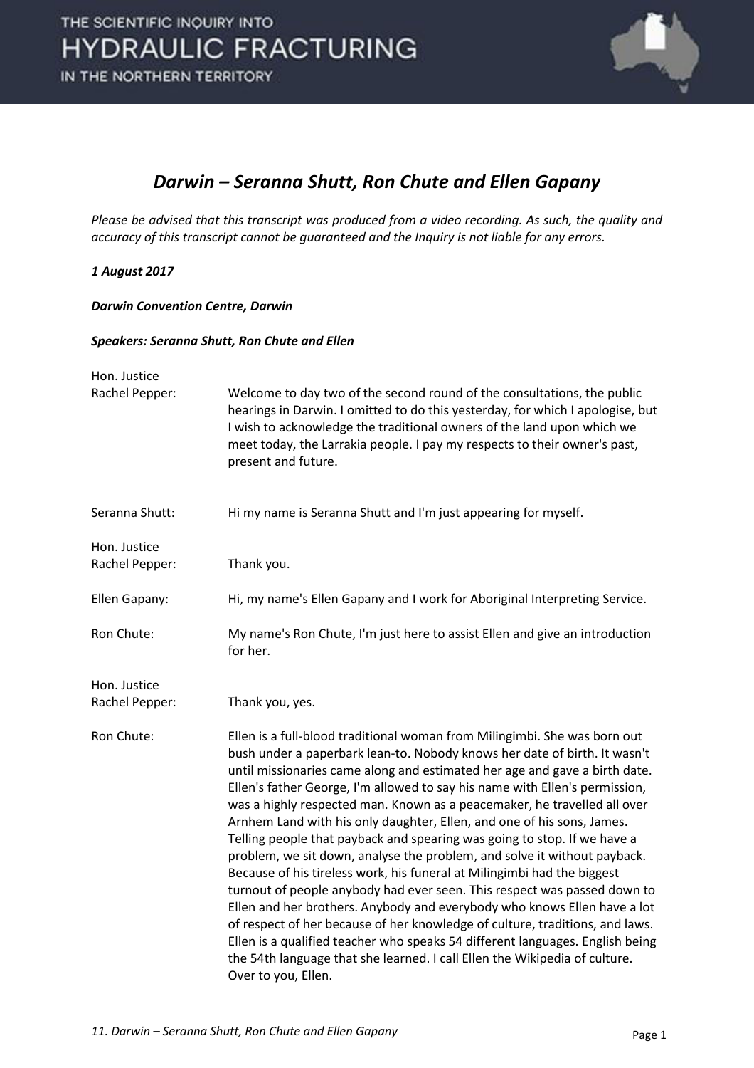# *Darwin – Seranna Shutt, Ron Chute and Ellen Gapany*

*Please be advised that this transcript was produced from a video recording. As such, the quality and accuracy of this transcript cannot be guaranteed and the Inquiry is not liable for any errors.*

***1 August 2017***

***Darwin Convention Centre, Darwin***

***Speakers: Seranna Shutt, Ron Chute and Ellen***

| | |
|---|---|
| Hon. Justice Rachel Pepper: | Welcome to day two of the second round of the consultations, the public hearings in Darwin. I omitted to do this yesterday, for which I apologise, but I wish to acknowledge the traditional owners of the land upon which we meet today, the Larrakia people. I pay my respects to their owner's past, present and future. |
| Seranna Shutt: | Hi my name is Seranna Shutt and I'm just appearing for myself. |
| Hon. Justice Rachel Pepper: | Thank you. |
| Ellen Gapany: | Hi, my name's Ellen Gapany and I work for Aboriginal Interpreting Service. |
| Ron Chute: | My name's Ron Chute, I'm just here to assist Ellen and give an introduction for her. |
| Hon. Justice Rachel Pepper: | Thank you, yes. |
| Ron Chute: | Ellen is a full-blood traditional woman from Milingimbi. She was born out bush under a paperbark lean-to. Nobody knows her date of birth. It wasn't until missionaries came along and estimated her age and gave a birth date. Ellen's father George, I'm allowed to say his name with Ellen's permission, was a highly respected man. Known as a peacemaker, he travelled all over Arnhem Land with his only daughter, Ellen, and one of his sons, James. Telling people that payback and spearing was going to stop. If we have a problem, we sit down, analyse the problem, and solve it without payback. Because of his tireless work, his funeral at Milingimbi had the biggest turnout of people anybody had ever seen. This respect was passed down to Ellen and her brothers. Anybody and everybody who knows Ellen have a lot of respect of her because of her knowledge of culture, traditions, and laws. Ellen is a qualified teacher who speaks 54 different languages. English being the 54th language that she learned. I call Ellen the Wikipedia of culture. Over to you, Ellen. |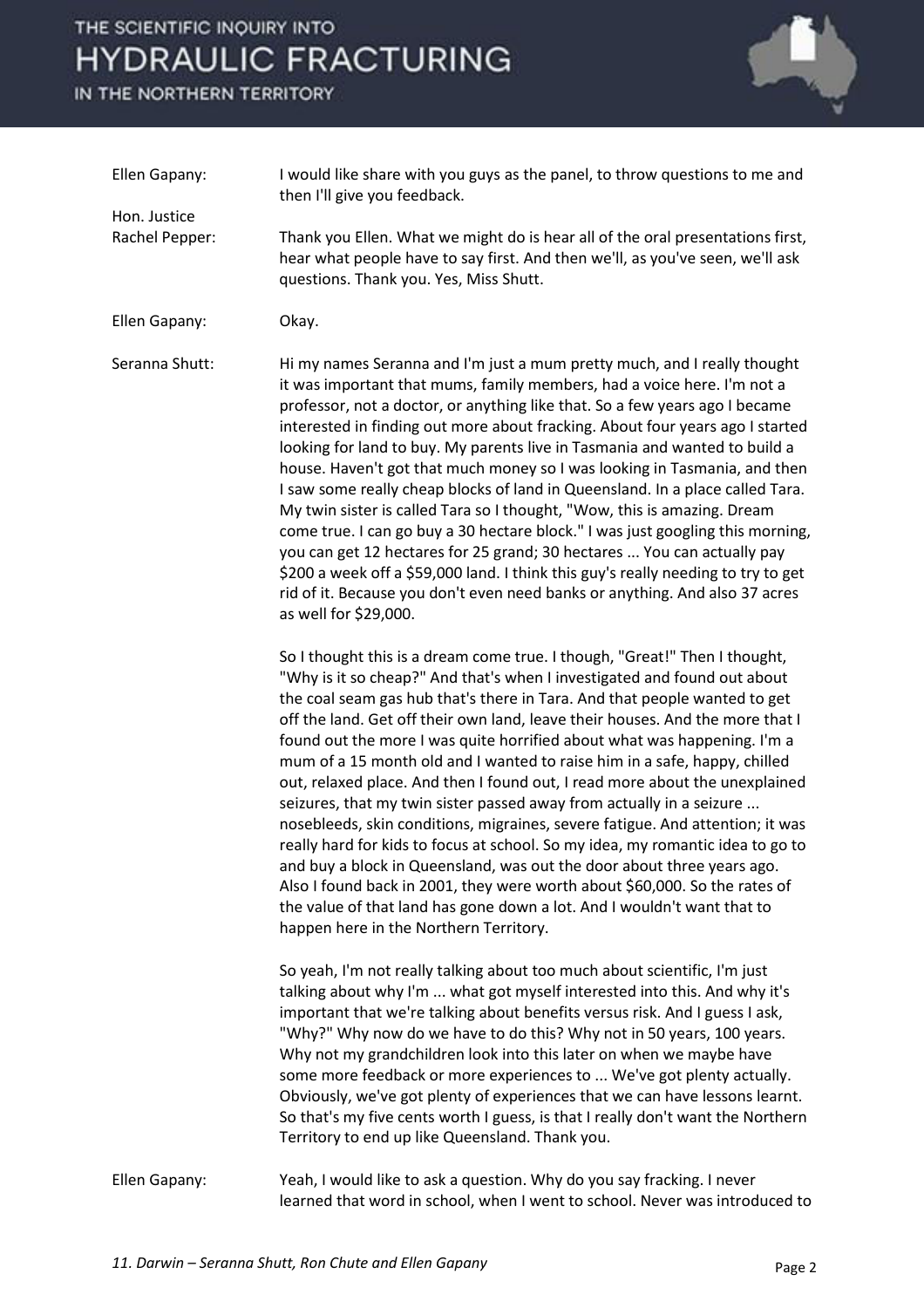**Ellen Gapany:** I would like share with you guys as the panel, to throw questions to me and then I'll give you feedback.

**Hon. Justice Rachel Pepper:** Thank you Ellen. What we might do is hear all of the oral presentations first, hear what people have to say first. And then we'll, as you've seen, we'll ask questions. Thank you. Yes, Miss Shutt.

**Ellen Gapany:** Okay.

**Seranna Shutt:** Hi my names Seranna and I'm just a mum pretty much, and I really thought it was important that mums, family members, had a voice here. I'm not a professor, not a doctor, or anything like that. So a few years ago I became interested in finding out more about fracking. About four years ago I started looking for land to buy. My parents live in Tasmania and wanted to build a house. Haven't got that much money so I was looking in Tasmania, and then I saw some really cheap blocks of land in Queensland. In a place called Tara. My twin sister is called Tara so I thought, "Wow, this is amazing. Dream come true. I can go buy a 30 hectare block." I was just googling this morning, you can get 12 hectares for 25 grand; 30 hectares ... You can actually pay $200 a week off a $59,000 land. I think this guy's really needing to try to get rid of it. Because you don't even need banks or anything. And also 37 acres as well for $29,000.

So I thought this is a dream come true. I though, "Great!" Then I thought, "Why is it so cheap?" And that's when I investigated and found out about the coal seam gas hub that's there in Tara. And that people wanted to get off the land. Get off their own land, leave their houses. And the more that I found out the more I was quite horrified about what was happening. I'm a mum of a 15 month old and I wanted to raise him in a safe, happy, chilled out, relaxed place. And then I found out, I read more about the unexplained seizures, that my twin sister passed away from actually in a seizure ... nosebleeds, skin conditions, migraines, severe fatigue. And attention; it was really hard for kids to focus at school. So my idea, my romantic idea to go to and buy a block in Queensland, was out the door about three years ago. Also I found back in 2001, they were worth about $60,000. So the rates of the value of that land has gone down a lot. And I wouldn't want that to happen here in the Northern Territory.

So yeah, I'm not really talking about too much about scientific, I'm just talking about why I'm ... what got myself interested into this. And why it's important that we're talking about benefits versus risk. And I guess I ask, "Why?" Why now do we have to do this? Why not in 50 years, 100 years. Why not my grandchildren look into this later on when we maybe have some more feedback or more experiences to ... We've got plenty actually. Obviously, we've got plenty of experiences that we can have lessons learnt. So that's my five cents worth I guess, is that I really don't want the Northern Territory to end up like Queensland. Thank you.

**Ellen Gapany:** Yeah, I would like to ask a question. Why do you say fracking. I never learned that word in school, when I went to school. Never was introduced to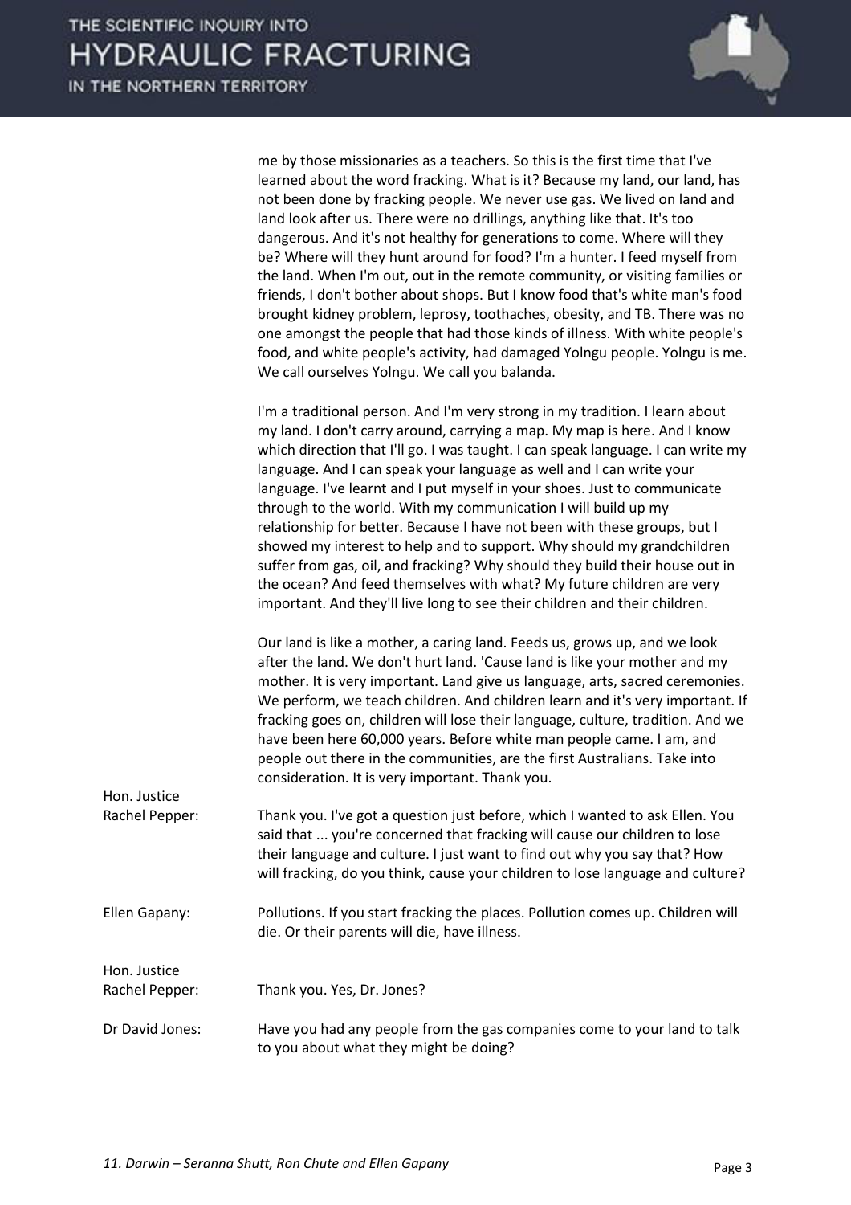me by those missionaries as a teachers. So this is the first time that I've learned about the word fracking. What is it? Because my land, our land, has not been done by fracking people. We never use gas. We lived on land and land look after us. There were no drillings, anything like that. It's too dangerous. And it's not healthy for generations to come. Where will they be? Where will they hunt around for food? I'm a hunter. I feed myself from the land. When I'm out, out in the remote community, or visiting families or friends, I don't bother about shops. But I know food that's white man's food brought kidney problem, leprosy, toothaches, obesity, and TB. There was no one amongst the people that had those kinds of illness. With white people's food, and white people's activity, had damaged Yolngu people. Yolngu is me. We call ourselves Yolngu. We call you balanda.

I'm a traditional person. And I'm very strong in my tradition. I learn about my land. I don't carry around, carrying a map. My map is here. And I know which direction that I'll go. I was taught. I can speak language. I can write my language. And I can speak your language as well and I can write your language. I've learnt and I put myself in your shoes. Just to communicate through to the world. With my communication I will build up my relationship for better. Because I have not been with these groups, but I showed my interest to help and to support. Why should my grandchildren suffer from gas, oil, and fracking? Why should they build their house out in the ocean? And feed themselves with what? My future children are very important. And they'll live long to see their children and their children.

Our land is like a mother, a caring land. Feeds us, grows up, and we look after the land. We don't hurt land. 'Cause land is like your mother and my mother. It is very important. Land give us language, arts, sacred ceremonies. We perform, we teach children. And children learn and it's very important. If fracking goes on, children will lose their language, culture, tradition. And we have been here 60,000 years. Before white man people came. I am, and people out there in the communities, are the first Australians. Take into consideration. It is very important. Thank you.

**Hon. Justice Rachel Pepper:** Thank you. I've got a question just before, which I wanted to ask Ellen. You said that ... you're concerned that fracking will cause our children to lose their language and culture. I just want to find out why you say that? How will fracking, do you think, cause your children to lose language and culture?

**Ellen Gapany:** Pollutions. If you start fracking the places. Pollution comes up. Children will die. Or their parents will die, have illness.

**Hon. Justice Rachel Pepper:** Thank you. Yes, Dr. Jones?

**Dr David Jones:** Have you had any people from the gas companies come to your land to talk to you about what they might be doing?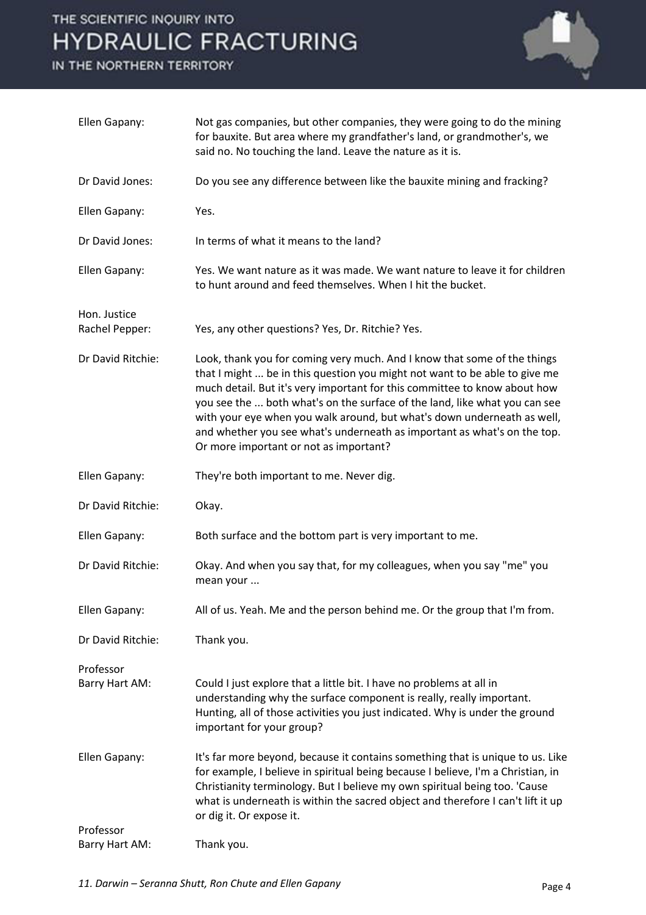| | |
|---|---|
| Ellen Gapany: | Not gas companies, but other companies, they were going to do the mining for bauxite. But area where my grandfather's land, or grandmother's, we said no. No touching the land. Leave the nature as it is. |
| Dr David Jones: | Do you see any difference between like the bauxite mining and fracking? |
| Ellen Gapany: | Yes. |
| Dr David Jones: | In terms of what it means to the land? |
| Ellen Gapany: | Yes. We want nature as it was made. We want nature to leave it for children to hunt around and feed themselves. When I hit the bucket. |
| Hon. Justice Rachel Pepper: | Yes, any other questions? Yes, Dr. Ritchie? Yes. |
| Dr David Ritchie: | Look, thank you for coming very much. And I know that some of the things that I might ... be in this question you might not want to be able to give me much detail. But it's very important for this committee to know about how you see the ... both what's on the surface of the land, like what you can see with your eye when you walk around, but what's down underneath as well, and whether you see what's underneath as important as what's on the top. Or more important or not as important? |
| Ellen Gapany: | They're both important to me. Never dig. |
| Dr David Ritchie: | Okay. |
| Ellen Gapany: | Both surface and the bottom part is very important to me. |
| Dr David Ritchie: | Okay. And when you say that, for my colleagues, when you say "me" you mean your ... |
| Ellen Gapany: | All of us. Yeah. Me and the person behind me. Or the group that I'm from. |
| Dr David Ritchie: | Thank you. |
| Professor Barry Hart AM: | Could I just explore that a little bit. I have no problems at all in understanding why the surface component is really, really important. Hunting, all of those activities you just indicated. Why is under the ground important for your group? |
| Ellen Gapany: | It's far more beyond, because it contains something that is unique to us. Like for example, I believe in spiritual being because I believe, I'm a Christian, in Christianity terminology. But I believe my own spiritual being too. 'Cause what is underneath is within the sacred object and therefore I can't lift it up or dig it. Or expose it. |
| Professor Barry Hart AM: | Thank you. |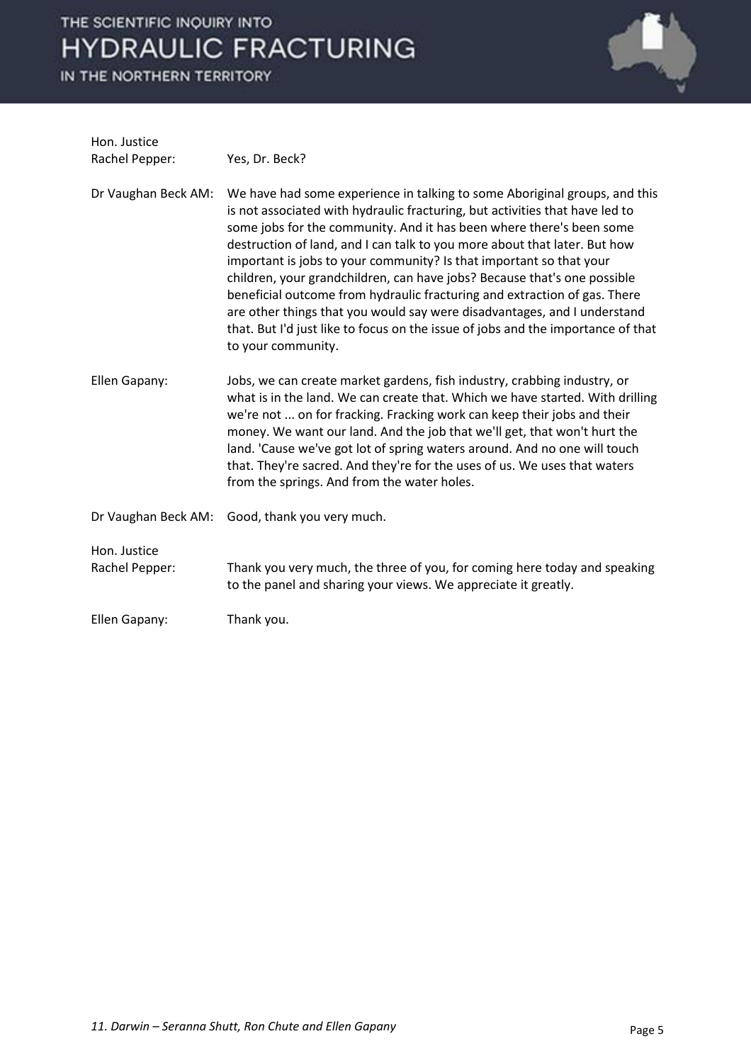Hon. Justice Rachel Pepper: Yes, Dr. Beck?

Dr Vaughan Beck AM: We have had some experience in talking to some Aboriginal groups, and this is not associated with hydraulic fracturing, but activities that have led to some jobs for the community. And it has been where there's been some destruction of land, and I can talk to you more about that later. But how important is jobs to your community? Is that important so that your children, your grandchildren, can have jobs? Because that's one possible beneficial outcome from hydraulic fracturing and extraction of gas. There are other things that you would say were disadvantages, and I understand that. But I'd just like to focus on the issue of jobs and the importance of that to your community.

Ellen Gapany: Jobs, we can create market gardens, fish industry, crabbing industry, or what is in the land. We can create that. Which we have started. With drilling we're not ... on for fracking. Fracking work can keep their jobs and their money. We want our land. And the job that we'll get, that won't hurt the land. 'Cause we've got lot of spring waters around. And no one will touch that. They're sacred. And they're for the uses of us. We uses that waters from the springs. And from the water holes.

Dr Vaughan Beck AM: Good, thank you very much.

Hon. Justice Rachel Pepper: Thank you very much, the three of you, for coming here today and speaking to the panel and sharing your views. We appreciate it greatly.

Ellen Gapany: Thank you.